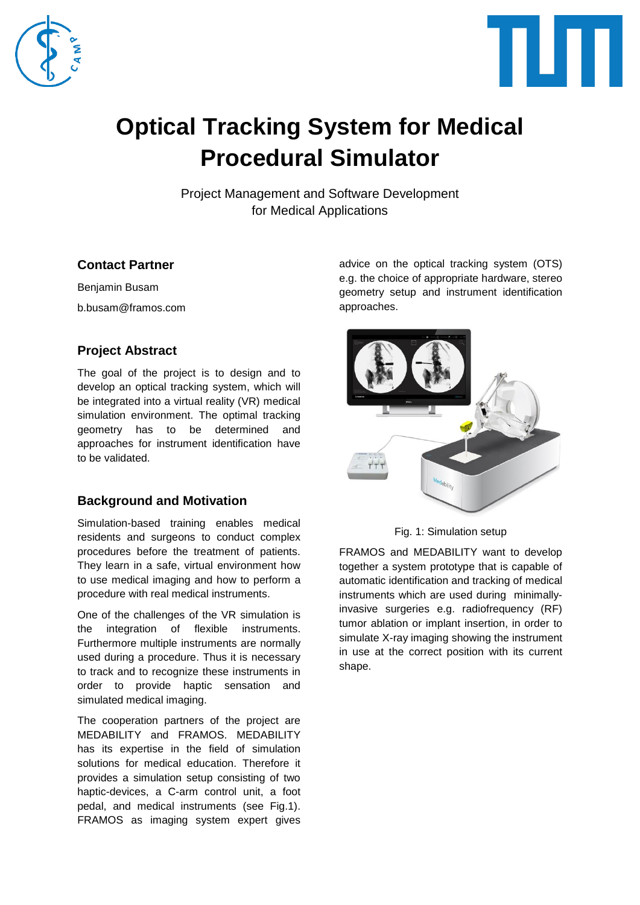# Optical Tracking System for Medical Procedural Simulator

Project Management and Software Development for Medical Applications

## Contact Partner

Benjamin Busam

b.busam@framos.com

## Project Abstract

The goal of the project is to design and to develop an optical tracking system, which will be integrated into a virtual reality (VR) medical simulation environment. The optimal tracking geometry has to be determined and approaches for instrument identification have to be validated.

## Background and Motivation

Simulation-based training enables medical residents and surgeons to conduct complex procedures before the treatment of patients. They learn in a safe, virtual environment how to use medical imaging and how to perform a procedure with real medical instruments.

One of the challenges of the VR simulation is the integration of flexible instruments. Furthermore multiple instruments are normally used during a procedure. Thus it is necessary to track and to recognize these instruments in order to provide haptic sensation and simulated medical imaging.

The cooperation partners of the project are MEDABILITY and FRAMOS. MEDABILITY has its expertise in the field of simulation solutions for medical education. Therefore it provides a simulation setup consisting of two haptic-devices, a C-arm control unit, a foot pedal, and medical instruments (see Fig.1). FRAMOS as imaging system expert gives advice on the optical tracking system (OTS) e.g. the choice of appropriate hardware, stereo geometry setup and instrument identification approaches.

Fig. 1: Simulation setup

FRAMOS and MEDABILITY want to develop together a system prototype that is capable of automatic identification and tracking of medical instruments which are used during minimally-invasive surgeries e.g. radiofrequency (RF) tumor ablation or implant insertion, in order to simulate X-ray imaging showing the instrument in use at the correct position with its current shape.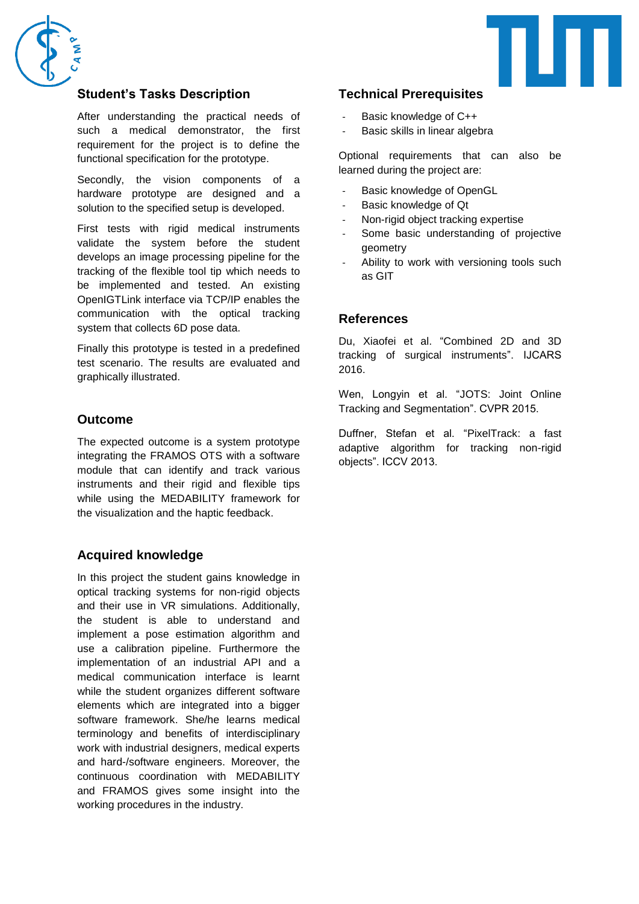## Student's Tasks Description

After understanding the practical needs of such a medical demonstrator, the first requirement for the project is to define the functional specification for the prototype.

Secondly, the vision components of a hardware prototype are designed and a solution to the specified setup is developed.

First tests with rigid medical instruments validate the system before the student develops an image processing pipeline for the tracking of the flexible tool tip which needs to be implemented and tested. An existing OpenIGTLink interface via TCP/IP enables the communication with the optical tracking system that collects 6D pose data.

Finally this prototype is tested in a predefined test scenario. The results are evaluated and graphically illustrated.

## Outcome

The expected outcome is a system prototype integrating the FRAMOS OTS with a software module that can identify and track various instruments and their rigid and flexible tips while using the MEDABILITY framework for the visualization and the haptic feedback.

## Acquired knowledge

In this project the student gains knowledge in optical tracking systems for non-rigid objects and their use in VR simulations. Additionally, the student is able to understand and implement a pose estimation algorithm and use a calibration pipeline. Furthermore the implementation of an industrial API and a medical communication interface is learnt while the student organizes different software elements which are integrated into a bigger software framework. She/he learns medical terminology and benefits of interdisciplinary work with industrial designers, medical experts and hard-/software engineers. Moreover, the continuous coordination with MEDABILITY and FRAMOS gives some insight into the working procedures in the industry.

## Technical Prerequisites

- Basic knowledge of C++
- Basic skills in linear algebra

Optional requirements that can also be learned during the project are:

- Basic knowledge of OpenGL
- Basic knowledge of Qt
- Non-rigid object tracking expertise
- Some basic understanding of projective geometry
- Ability to work with versioning tools such as GIT

## References

Du, Xiaofei et al. "Combined 2D and 3D tracking of surgical instruments". IJCARS 2016.

Wen, Longyin et al. "JOTS: Joint Online Tracking and Segmentation". CVPR 2015.

Duffner, Stefan et al. "PixelTrack: a fast adaptive algorithm for tracking non-rigid objects". ICCV 2013.